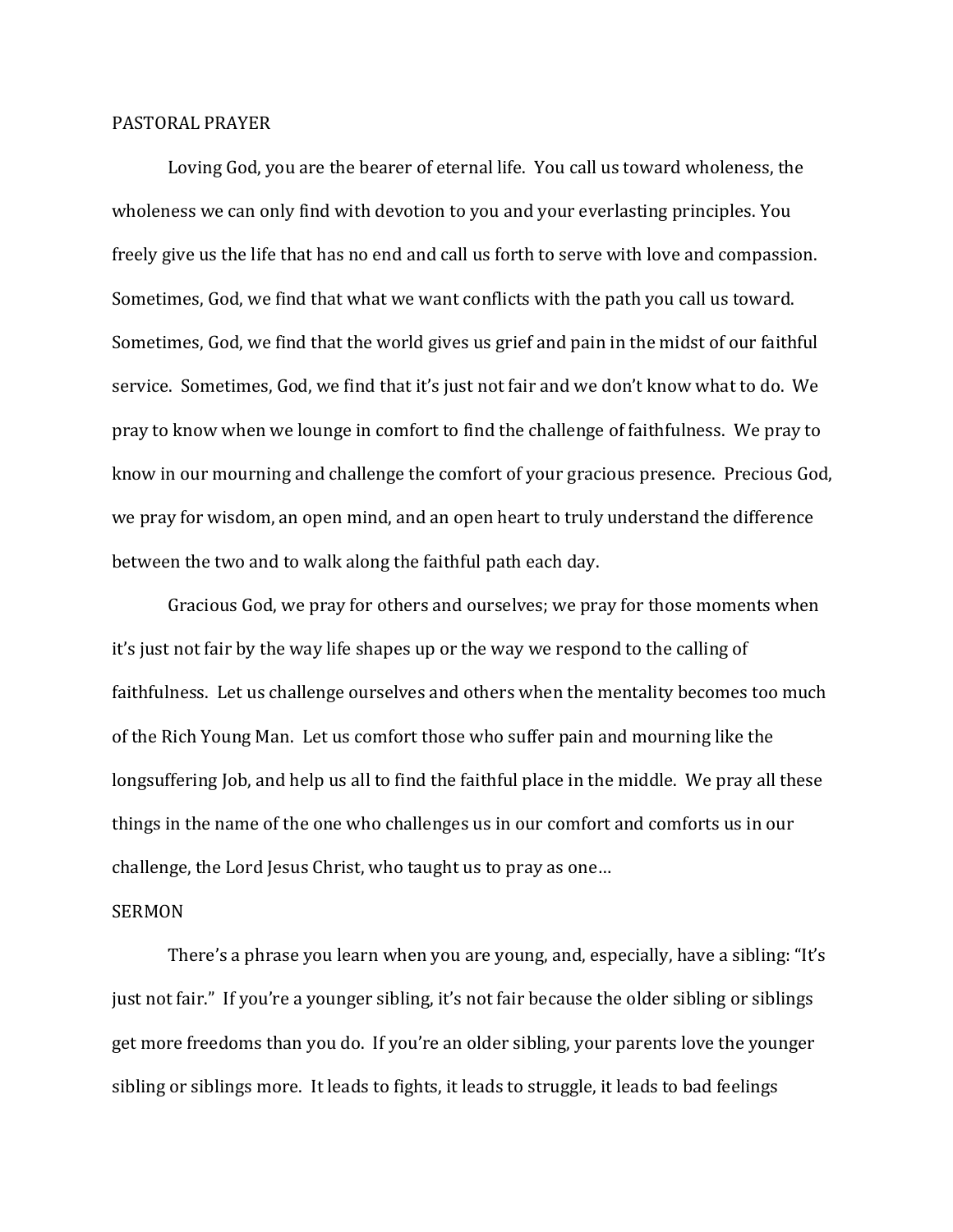## PASTORAL PRAYER

Loving God, you are the bearer of eternal life. You call us toward wholeness, the wholeness we can only find with devotion to you and your everlasting principles. You freely give us the life that has no end and call us forth to serve with love and compassion. Sometimes, God, we find that what we want conflicts with the path you call us toward. Sometimes, God, we find that the world gives us grief and pain in the midst of our faithful service. Sometimes, God, we find that it's just not fair and we don't know what to do. We pray to know when we lounge in comfort to find the challenge of faithfulness. We pray to know in our mourning and challenge the comfort of your gracious presence. Precious God, we pray for wisdom, an open mind, and an open heart to truly understand the difference between the two and to walk along the faithful path each day.

Gracious God, we pray for others and ourselves; we pray for those moments when it's just not fair by the way life shapes up or the way we respond to the calling of faithfulness. Let us challenge ourselves and others when the mentality becomes too much of the Rich Young Man. Let us comfort those who suffer pain and mourning like the longsuffering Job, and help us all to find the faithful place in the middle. We pray all these things in the name of the one who challenges us in our comfort and comforts us in our challenge, the Lord Jesus Christ, who taught us to pray as one…

## SERMON

There's a phrase you learn when you are young, and, especially, have a sibling: "It's just not fair." If you're a younger sibling, it's not fair because the older sibling or siblings get more freedoms than you do. If you're an older sibling, your parents love the younger sibling or siblings more. It leads to fights, it leads to struggle, it leads to bad feelings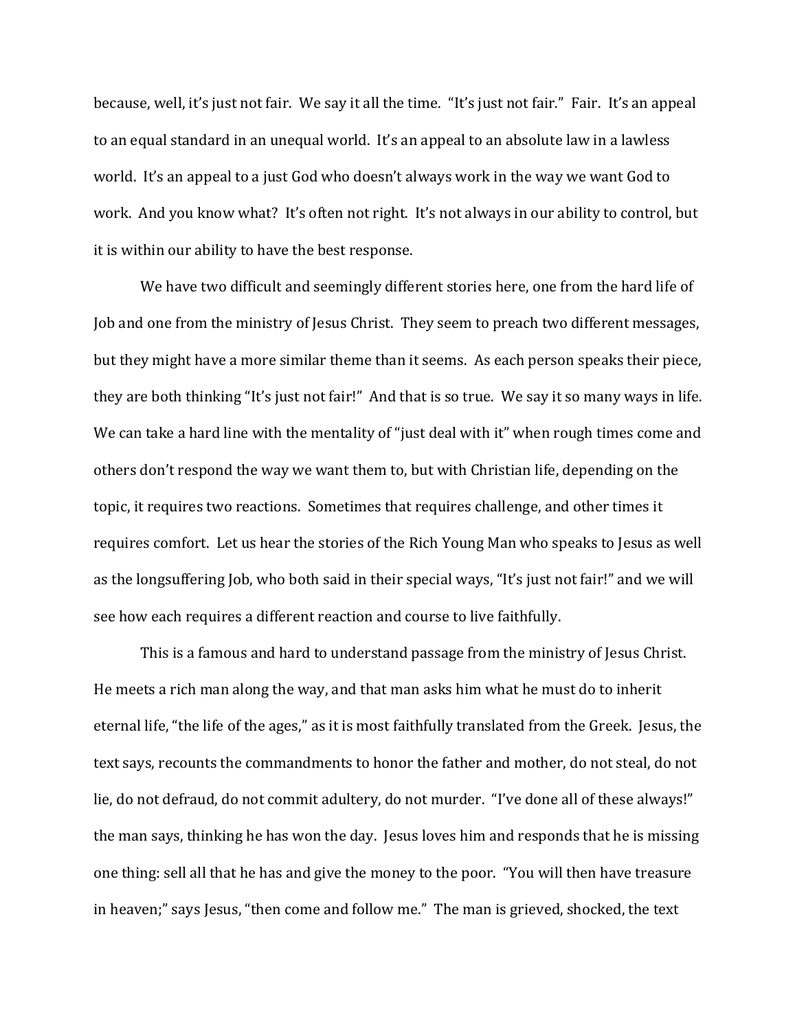because, well, it's just not fair. We say it all the time. "It's just not fair." Fair. It's an appeal to an equal standard in an unequal world. It's an appeal to an absolute law in a lawless world. It's an appeal to a just God who doesn't always work in the way we want God to work. And you know what? It's often not right. It's not always in our ability to control, but it is within our ability to have the best response.

We have two difficult and seemingly different stories here, one from the hard life of Job and one from the ministry of Jesus Christ. They seem to preach two different messages, but they might have a more similar theme than it seems. As each person speaks their piece, they are both thinking "It's just not fair!" And that is so true. We say it so many ways in life. We can take a hard line with the mentality of "just deal with it" when rough times come and others don't respond the way we want them to, but with Christian life, depending on the topic, it requires two reactions. Sometimes that requires challenge, and other times it requires comfort. Let us hear the stories of the Rich Young Man who speaks to Jesus as well as the longsuffering Job, who both said in their special ways, "It's just not fair!" and we will see how each requires a different reaction and course to live faithfully.

This is a famous and hard to understand passage from the ministry of Jesus Christ. He meets a rich man along the way, and that man asks him what he must do to inherit eternal life, "the life of the ages," as it is most faithfully translated from the Greek. Jesus, the text says, recounts the commandments to honor the father and mother, do not steal, do not lie, do not defraud, do not commit adultery, do not murder. "I've done all of these always!" the man says, thinking he has won the day. Jesus loves him and responds that he is missing one thing: sell all that he has and give the money to the poor. "You will then have treasure in heaven;" says Jesus, "then come and follow me." The man is grieved, shocked, the text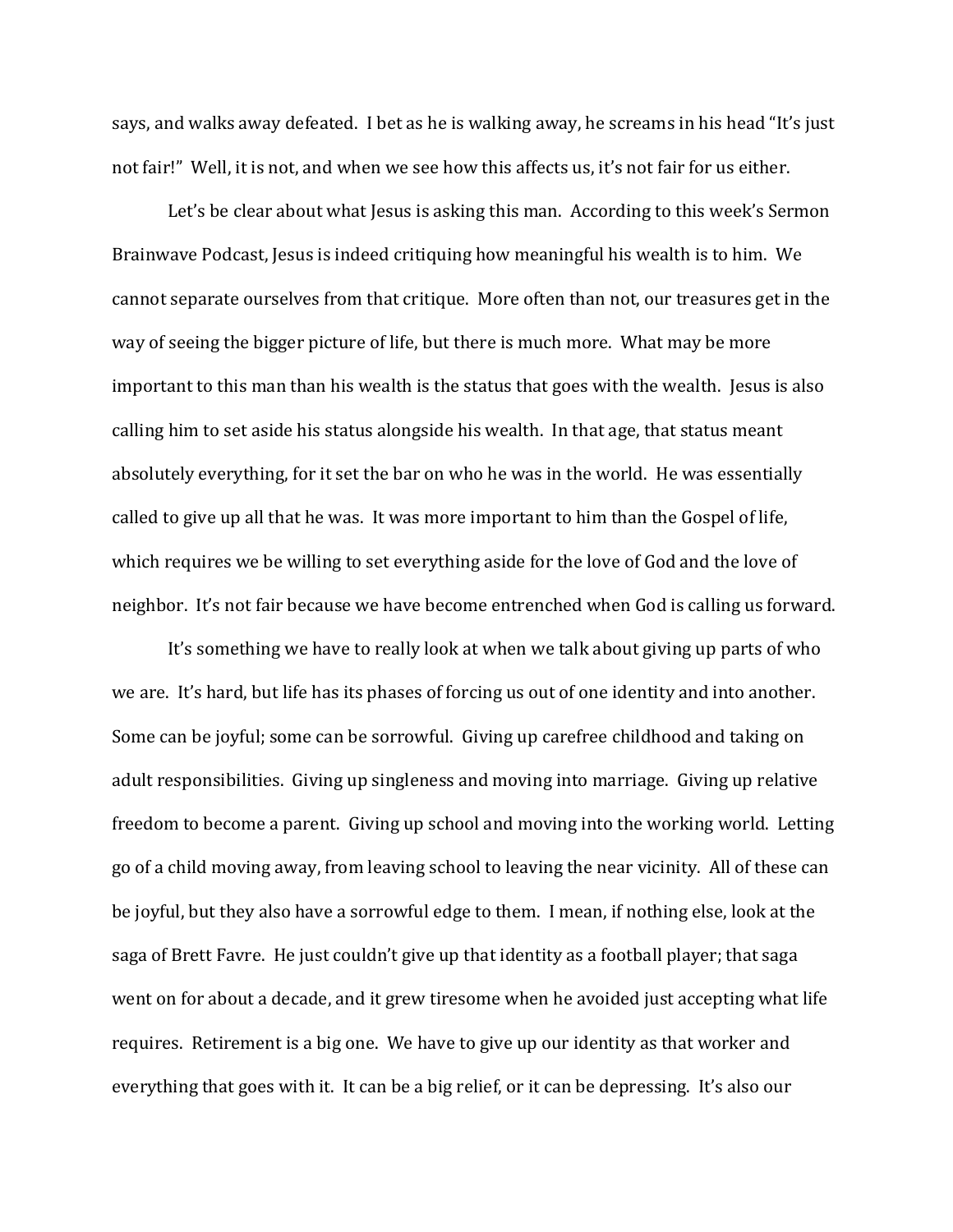says, and walks away defeated. I bet as he is walking away, he screams in his head "It's just not fair!" Well, it is not, and when we see how this affects us, it's not fair for us either.

Let's be clear about what Jesus is asking this man. According to this week's Sermon Brainwave Podcast, Jesus is indeed critiquing how meaningful his wealth is to him. We cannot separate ourselves from that critique. More often than not, our treasures get in the way of seeing the bigger picture of life, but there is much more. What may be more important to this man than his wealth is the status that goes with the wealth. Jesus is also calling him to set aside his status alongside his wealth. In that age, that status meant absolutely everything, for it set the bar on who he was in the world. He was essentially called to give up all that he was. It was more important to him than the Gospel of life, which requires we be willing to set everything aside for the love of God and the love of neighbor. It's not fair because we have become entrenched when God is calling us forward.

It's something we have to really look at when we talk about giving up parts of who we are. It's hard, but life has its phases of forcing us out of one identity and into another. Some can be joyful; some can be sorrowful. Giving up carefree childhood and taking on adult responsibilities. Giving up singleness and moving into marriage. Giving up relative freedom to become a parent. Giving up school and moving into the working world. Letting go of a child moving away, from leaving school to leaving the near vicinity. All of these can be joyful, but they also have a sorrowful edge to them. I mean, if nothing else, look at the saga of Brett Favre. He just couldn't give up that identity as a football player; that saga went on for about a decade, and it grew tiresome when he avoided just accepting what life requires. Retirement is a big one. We have to give up our identity as that worker and everything that goes with it. It can be a big relief, or it can be depressing. It's also our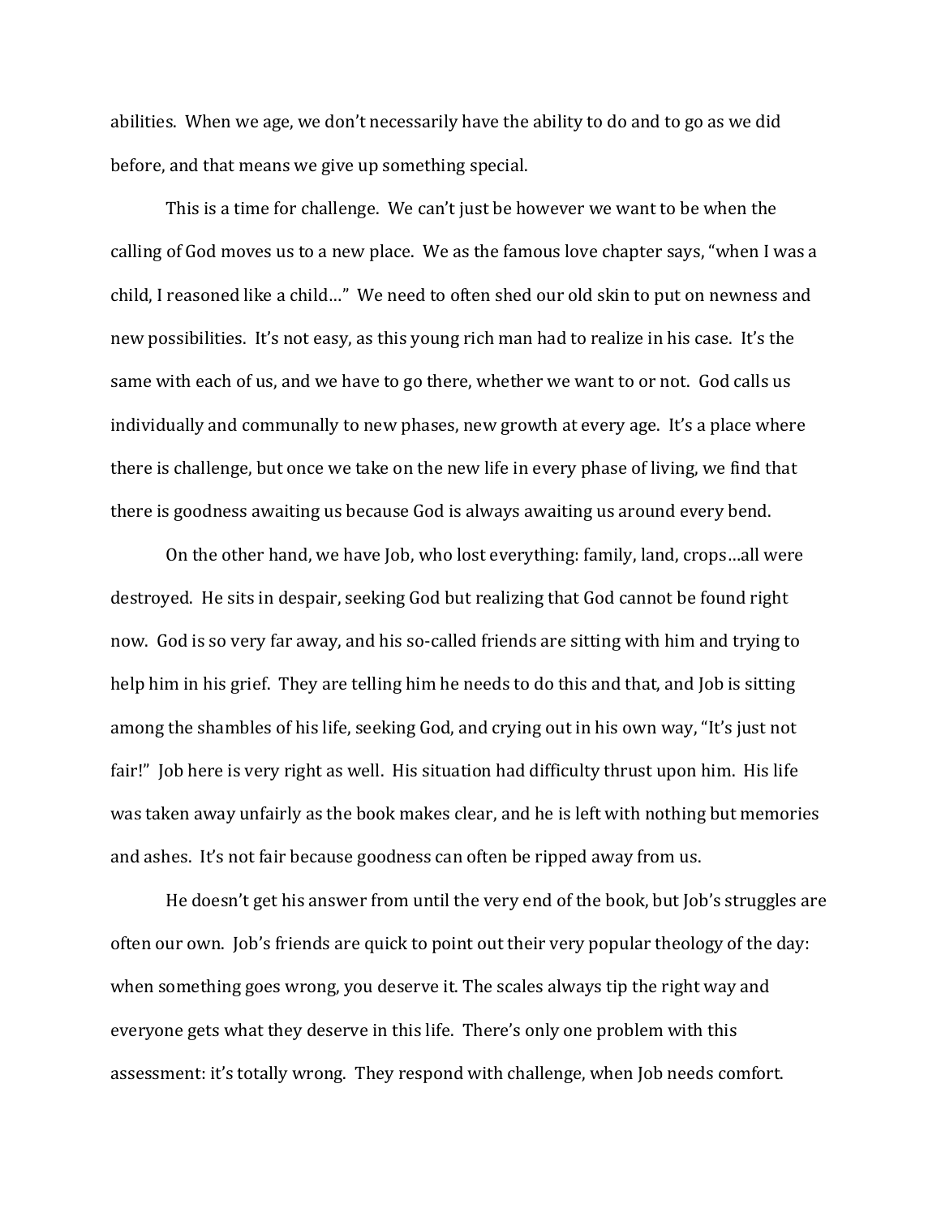abilities. When we age, we don't necessarily have the ability to do and to go as we did before, and that means we give up something special.

This is a time for challenge. We can't just be however we want to be when the calling of God moves us to a new place. We as the famous love chapter says, "when I was a child, I reasoned like a child…" We need to often shed our old skin to put on newness and new possibilities. It's not easy, as this young rich man had to realize in his case. It's the same with each of us, and we have to go there, whether we want to or not. God calls us individually and communally to new phases, new growth at every age. It's a place where there is challenge, but once we take on the new life in every phase of living, we find that there is goodness awaiting us because God is always awaiting us around every bend.

On the other hand, we have Job, who lost everything: family, land, crops…all were destroyed. He sits in despair, seeking God but realizing that God cannot be found right now. God is so very far away, and his so-called friends are sitting with him and trying to help him in his grief. They are telling him he needs to do this and that, and Job is sitting among the shambles of his life, seeking God, and crying out in his own way, "It's just not fair!" Job here is very right as well. His situation had difficulty thrust upon him. His life was taken away unfairly as the book makes clear, and he is left with nothing but memories and ashes. It's not fair because goodness can often be ripped away from us.

He doesn't get his answer from until the very end of the book, but Job's struggles are often our own. Job's friends are quick to point out their very popular theology of the day: when something goes wrong, you deserve it. The scales always tip the right way and everyone gets what they deserve in this life. There's only one problem with this assessment: it's totally wrong. They respond with challenge, when Job needs comfort.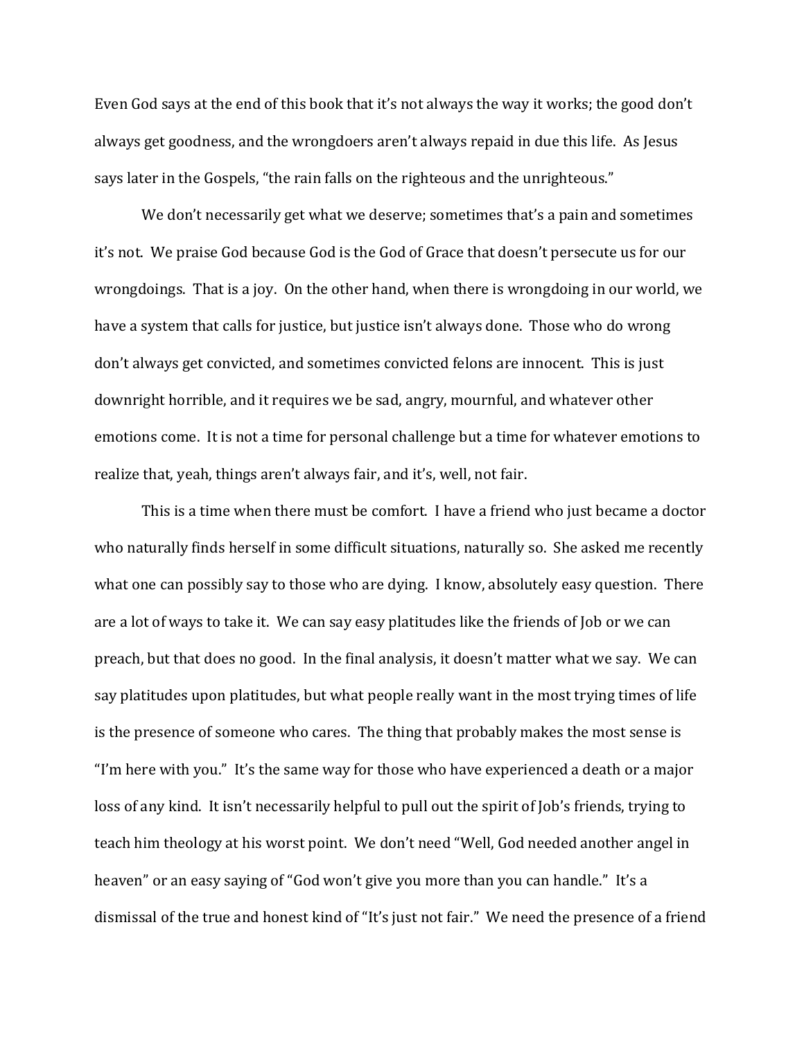Even God says at the end of this book that it's not always the way it works; the good don't always get goodness, and the wrongdoers aren't always repaid in due this life. As Jesus says later in the Gospels, "the rain falls on the righteous and the unrighteous."

We don't necessarily get what we deserve; sometimes that's a pain and sometimes it's not. We praise God because God is the God of Grace that doesn't persecute us for our wrongdoings. That is a joy. On the other hand, when there is wrongdoing in our world, we have a system that calls for justice, but justice isn't always done. Those who do wrong don't always get convicted, and sometimes convicted felons are innocent. This is just downright horrible, and it requires we be sad, angry, mournful, and whatever other emotions come. It is not a time for personal challenge but a time for whatever emotions to realize that, yeah, things aren't always fair, and it's, well, not fair.

This is a time when there must be comfort. I have a friend who just became a doctor who naturally finds herself in some difficult situations, naturally so. She asked me recently what one can possibly say to those who are dying. I know, absolutely easy question. There are a lot of ways to take it. We can say easy platitudes like the friends of Job or we can preach, but that does no good. In the final analysis, it doesn't matter what we say. We can say platitudes upon platitudes, but what people really want in the most trying times of life is the presence of someone who cares. The thing that probably makes the most sense is "I'm here with you." It's the same way for those who have experienced a death or a major loss of any kind. It isn't necessarily helpful to pull out the spirit of Job's friends, trying to teach him theology at his worst point. We don't need "Well, God needed another angel in heaven" or an easy saying of "God won't give you more than you can handle." It's a dismissal of the true and honest kind of "It's just not fair." We need the presence of a friend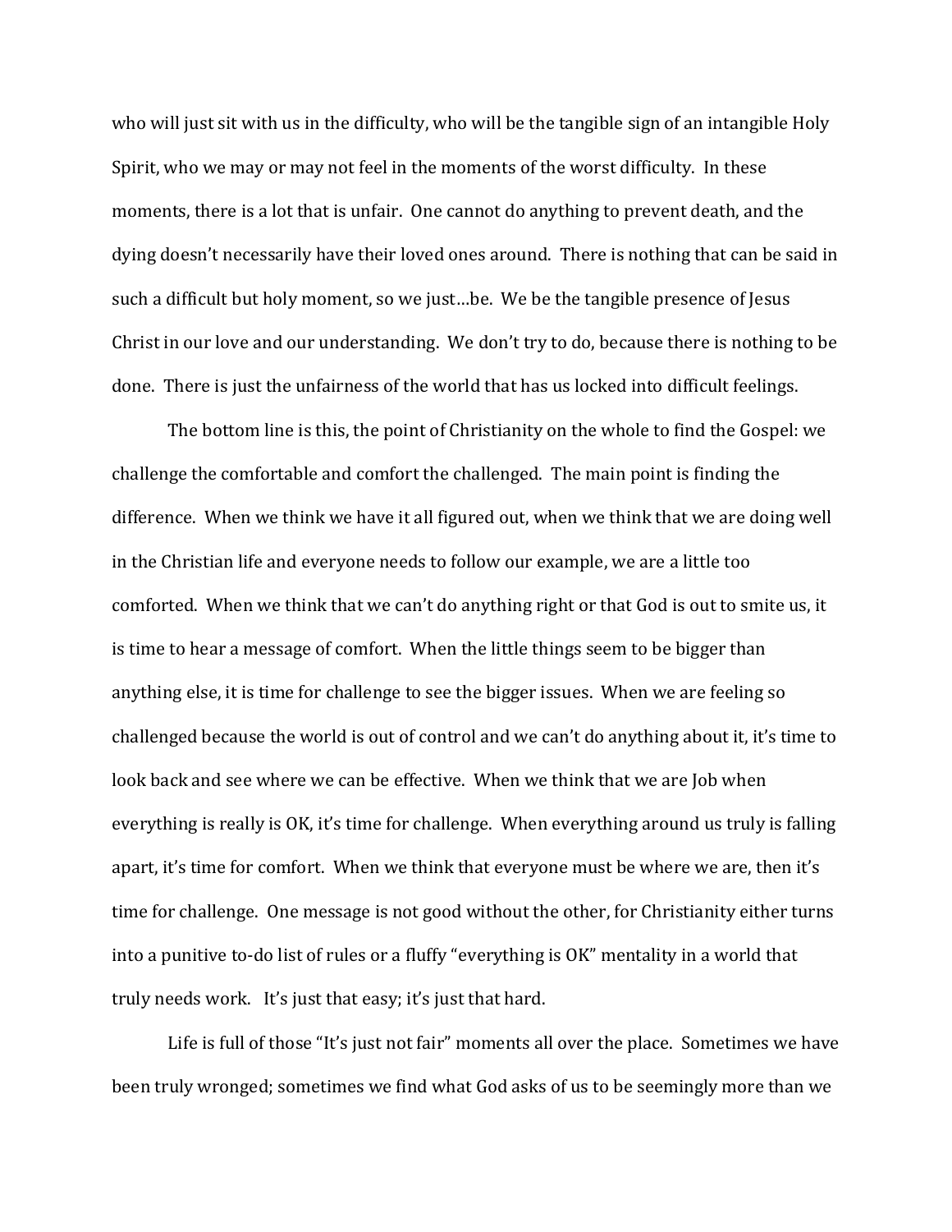who will just sit with us in the difficulty, who will be the tangible sign of an intangible Holy Spirit, who we may or may not feel in the moments of the worst difficulty. In these moments, there is a lot that is unfair. One cannot do anything to prevent death, and the dying doesn't necessarily have their loved ones around. There is nothing that can be said in such a difficult but holy moment, so we just…be. We be the tangible presence of Jesus Christ in our love and our understanding. We don't try to do, because there is nothing to be done. There is just the unfairness of the world that has us locked into difficult feelings.

The bottom line is this, the point of Christianity on the whole to find the Gospel: we challenge the comfortable and comfort the challenged. The main point is finding the difference. When we think we have it all figured out, when we think that we are doing well in the Christian life and everyone needs to follow our example, we are a little too comforted. When we think that we can't do anything right or that God is out to smite us, it is time to hear a message of comfort. When the little things seem to be bigger than anything else, it is time for challenge to see the bigger issues. When we are feeling so challenged because the world is out of control and we can't do anything about it, it's time to look back and see where we can be effective. When we think that we are Job when everything is really is OK, it's time for challenge. When everything around us truly is falling apart, it's time for comfort. When we think that everyone must be where we are, then it's time for challenge. One message is not good without the other, for Christianity either turns into a punitive to-do list of rules or a fluffy "everything is OK" mentality in a world that truly needs work. It's just that easy; it's just that hard.

Life is full of those "It's just not fair" moments all over the place. Sometimes we have been truly wronged; sometimes we find what God asks of us to be seemingly more than we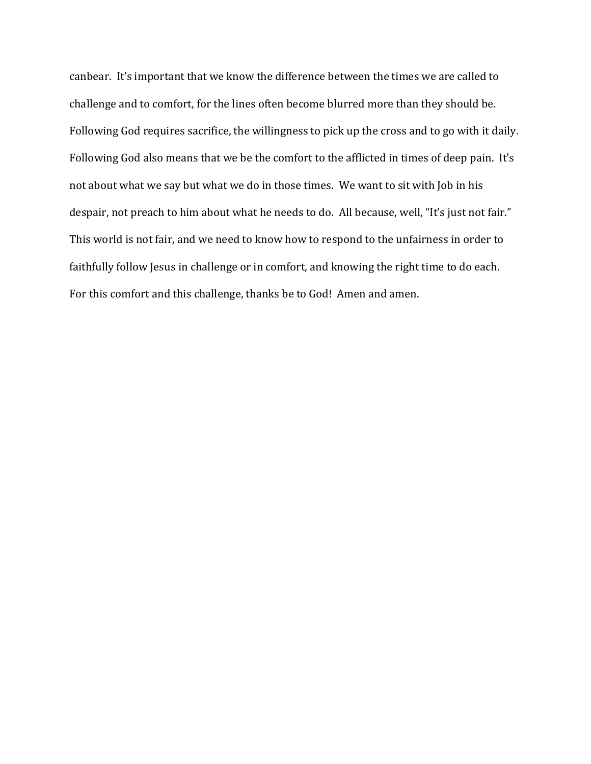canbear. It's important that we know the difference between the times we are called to challenge and to comfort, for the lines often become blurred more than they should be. Following God requires sacrifice, the willingness to pick up the cross and to go with it daily. Following God also means that we be the comfort to the afflicted in times of deep pain. It's not about what we say but what we do in those times. We want to sit with Job in his despair, not preach to him about what he needs to do. All because, well, "It's just not fair." This world is not fair, and we need to know how to respond to the unfairness in order to faithfully follow Jesus in challenge or in comfort, and knowing the right time to do each. For this comfort and this challenge, thanks be to God! Amen and amen.